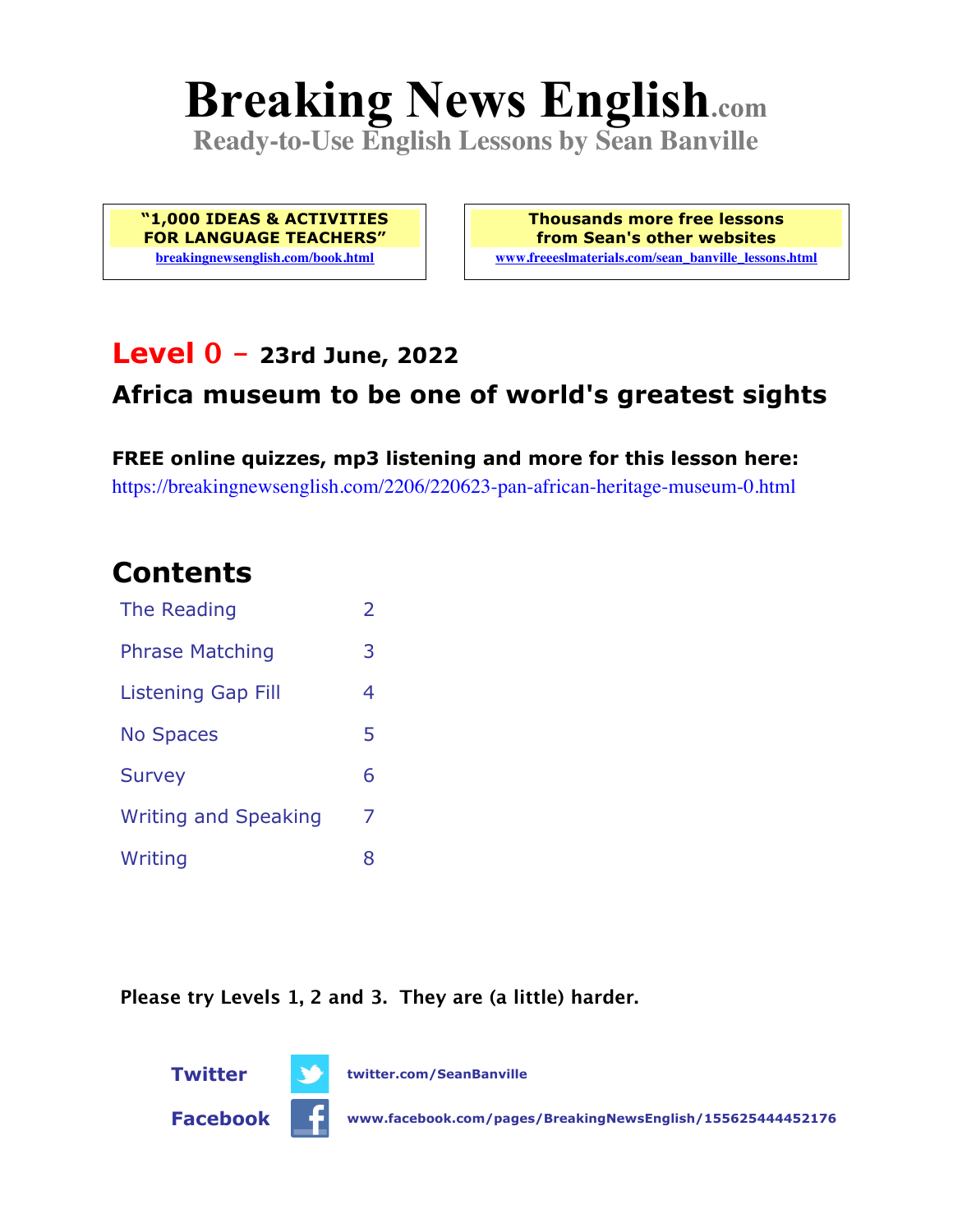# Breaking News English.com

**Ready-to-Use English Lessons by Sean Banville**

**"1,000 IDEAS & ACTIVITIES FOR LANGUAGE TEACHERS"**
breakingnewsenglish.com/book.html

**Thousands more free lessons from Sean's other websites**
www.freeeslmaterials.com/sean_banville_lessons.html

## Level 0 – 23rd June, 2022

## Africa museum to be one of world's greatest sights

**FREE online quizzes, mp3 listening and more for this lesson here:**
https://breakingnewsenglish.com/2206/220623-pan-african-heritage-museum-0.html

## Contents

| | |
|---|---|
| The Reading | 2 |
| Phrase Matching | 3 |
| Listening Gap Fill | 4 |
| No Spaces | 5 |
| Survey | 6 |
| Writing and Speaking | 7 |
| Writing | 8 |

**Please try Levels 1, 2 and 3. They are (a little) harder.**

**Twitter** twitter.com/SeanBanville

**Facebook** www.facebook.com/pages/BreakingNewsEnglish/155625444452176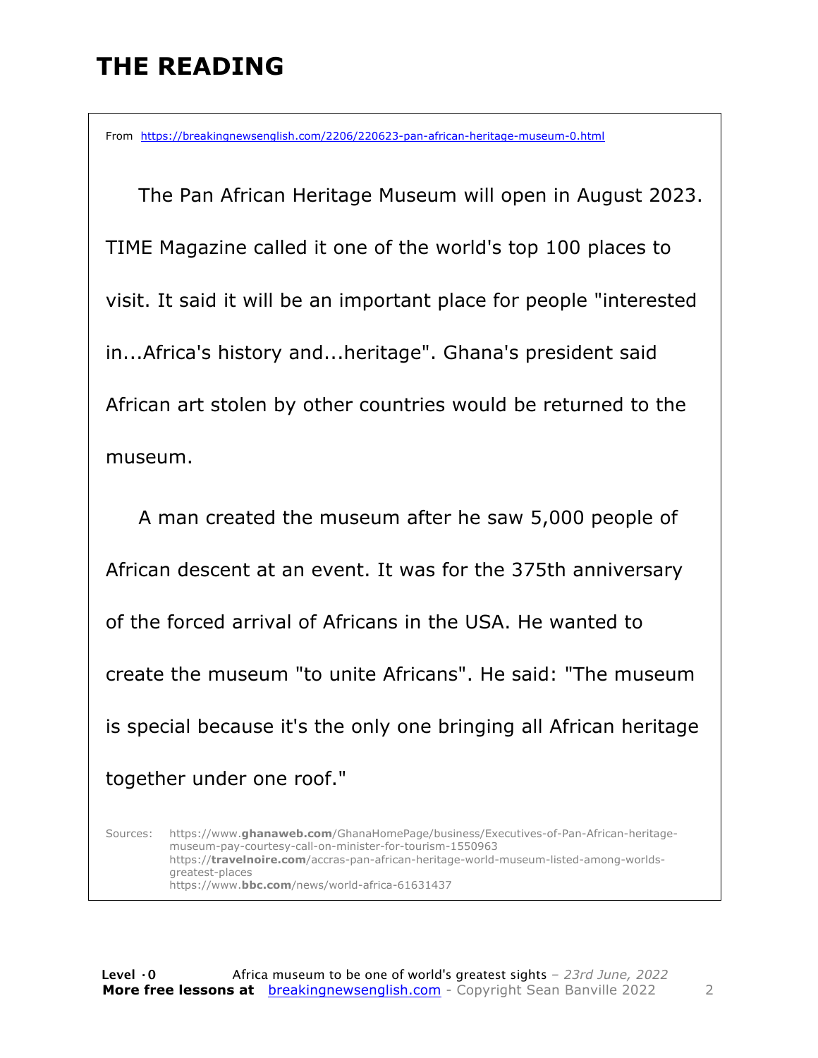## THE READING

From https://breakingnewsenglish.com/2206/220623-pan-african-heritage-museum-0.html

The Pan African Heritage Museum will open in August 2023. TIME Magazine called it one of the world's top 100 places to visit. It said it will be an important place for people "interested in...Africa's history and...heritage". Ghana's president said African art stolen by other countries would be returned to the museum.

A man created the museum after he saw 5,000 people of African descent at an event. It was for the 375th anniversary of the forced arrival of Africans in the USA. He wanted to create the museum "to unite Africans". He said: "The museum is special because it's the only one bringing all African heritage together under one roof."

Sources: https://www.**ghanaweb.com**/GhanaHomePage/business/Executives-of-Pan-African-heritage-museum-pay-courtesy-call-on-minister-for-tourism-1550963
https://**travelnoire.com**/accras-pan-african-heritage-world-museum-listed-among-worlds-greatest-places
https://www.**bbc.com**/news/world-africa-61631437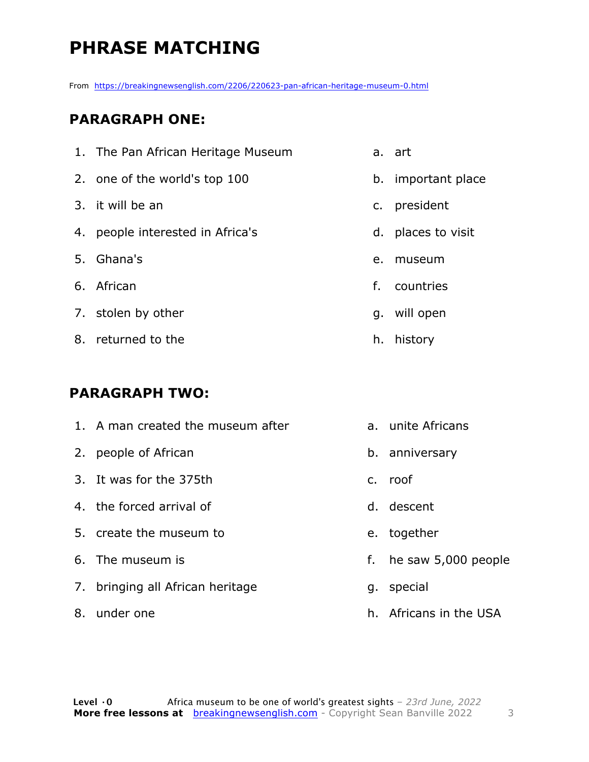# PHRASE MATCHING

From https://breakingnewsenglish.com/2206/220623-pan-african-heritage-museum-0.html

## PARAGRAPH ONE:

1. The Pan African Heritage Museum
2. one of the world's top 100
3. it will be an
4. people interested in Africa's
5. Ghana's
6. African
7. stolen by other
8. returned to the

a. art
b. important place
c. president
d. places to visit
e. museum
f. countries
g. will open
h. history

## PARAGRAPH TWO:

1. A man created the museum after
2. people of African
3. It was for the 375th
4. the forced arrival of
5. create the museum to
6. The museum is
7. bringing all African heritage
8. under one

a. unite Africans
b. anniversary
c. roof
d. descent
e. together
f. he saw 5,000 people
g. special
h. Africans in the USA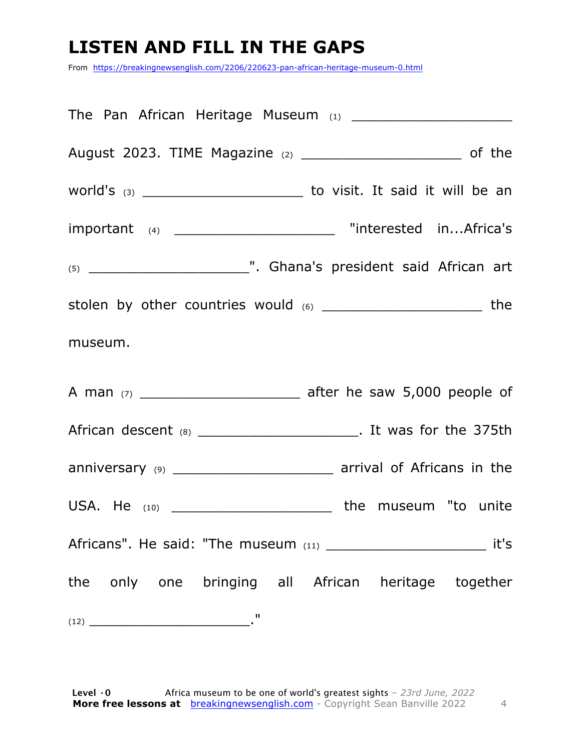# LISTEN AND FILL IN THE GAPS

From https://breakingnewsenglish.com/2206/220623-pan-african-heritage-museum-0.html

The Pan African Heritage Museum (1) ____________________ August 2023. TIME Magazine (2) ____________________ of the world's (3) ____________________ to visit. It said it will be an important (4) ____________________ "interested in...Africa's (5) ____________________". Ghana's president said African art stolen by other countries would (6) ____________________ the museum.

A man (7) ____________________ after he saw 5,000 people of African descent (8) ____________________. It was for the 375th anniversary (9) ____________________ arrival of Africans in the USA. He (10) ____________________ the museum "to unite Africans". He said: "The museum (11) ____________________ it's the only one bringing all African heritage together (12) ____________________."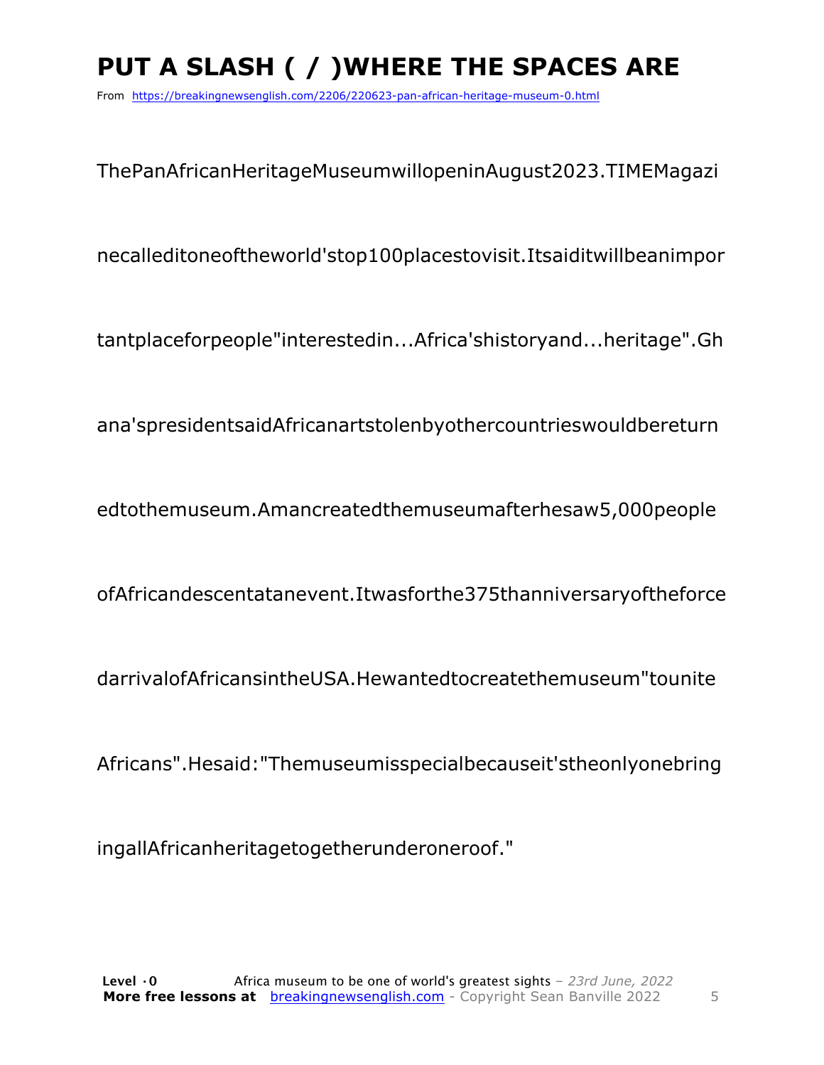# PUT A SLASH ( / )WHERE THE SPACES ARE

From https://breakingnewsenglish.com/2206/220623-pan-african-heritage-museum-0.html

ThePanAfricanHeritageMuseumwillopeninAugust2023.TIMEMagazi

necalleditoneoftheworld'stop100placestovisit.Itsaiditwillbeanimpor

tantplaceforpeople"interestedin...Africa'shistoryand...heritage".Gh

ana'spresidentsaidAfricanartstolenbyothercountrieswouldbereturn

edtothemuseum.Amancreatedthemuseumafterhesaw5,000people

ofAfricandescentatanevent.Itwasforthe375thanniversaryoftheforce

darrivalofAfricansintheUSA.Hewantedtocreatethemuseum"tounite

Africans".Hesaid:"Themuseumisspecialbecauseit'stheonlyonebring

ingallAfricanheritagetogetherunderoneroof."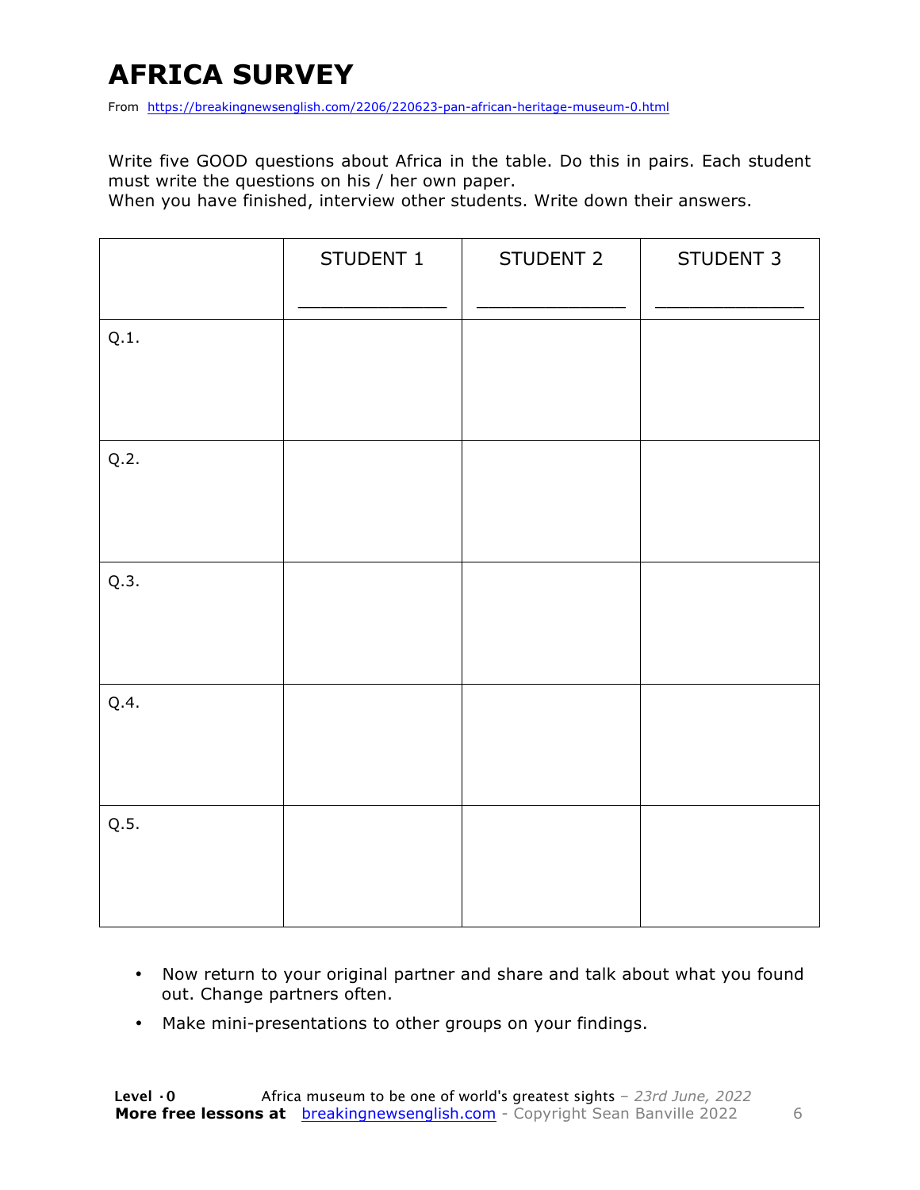# AFRICA SURVEY

From https://breakingnewsenglish.com/2206/220623-pan-african-heritage-museum-0.html

Write five GOOD questions about Africa in the table. Do this in pairs. Each student must write the questions on his / her own paper.
When you have finished, interview other students. Write down their answers.

| | STUDENT 1<br>_____________ | STUDENT 2<br>_____________ | STUDENT 3<br>_____________ |
|---|---|---|---|
| Q.1. | | | |
| Q.2. | | | |
| Q.3. | | | |
| Q.4. | | | |
| Q.5. | | | |

- Now return to your original partner and share and talk about what you found out. Change partners often.
- Make mini-presentations to other groups on your findings.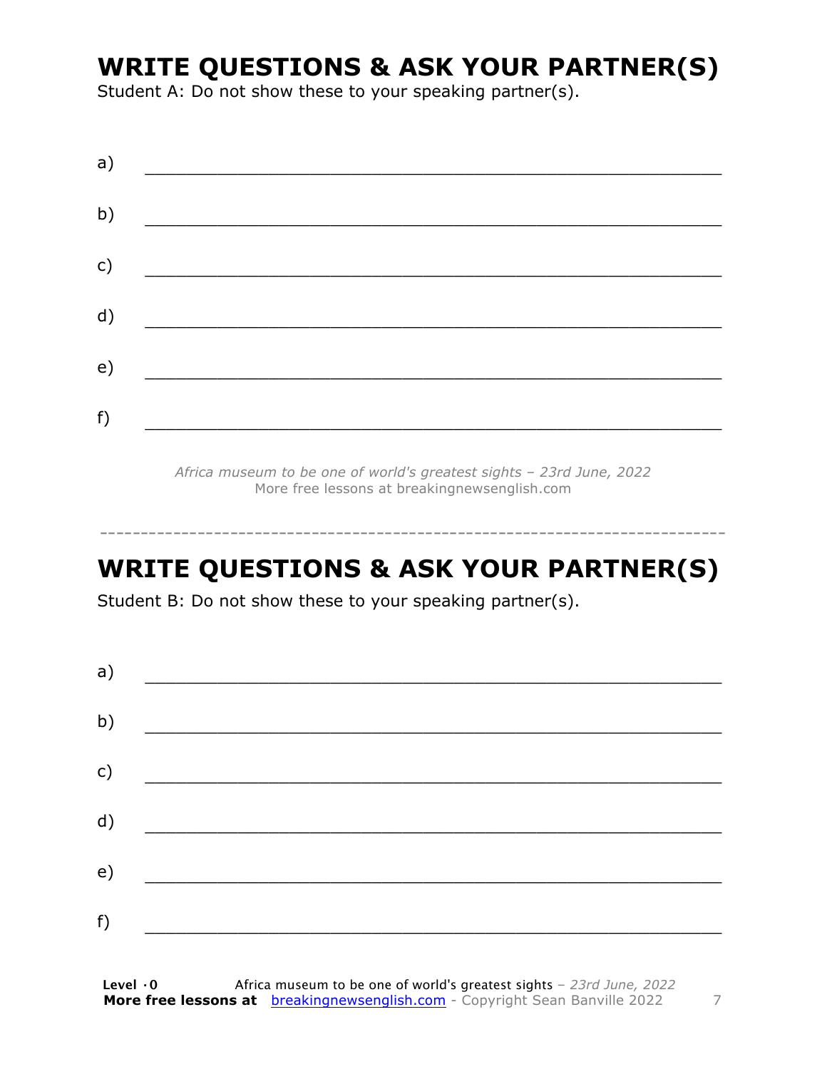## WRITE QUESTIONS & ASK YOUR PARTNER(S)

Student A: Do not show these to your speaking partner(s).

a) ___________________________________________________________

b) ___________________________________________________________

c) ___________________________________________________________

d) ___________________________________________________________

e) ___________________________________________________________

f) ___________________________________________________________

*Africa museum to be one of world's greatest sights – 23rd June, 2022*
More free lessons at breakingnewsenglish.com

---

## WRITE QUESTIONS & ASK YOUR PARTNER(S)

Student B: Do not show these to your speaking partner(s).

a) ___________________________________________________________

b) ___________________________________________________________

c) ___________________________________________________________

d) ___________________________________________________________

e) ___________________________________________________________

f) ___________________________________________________________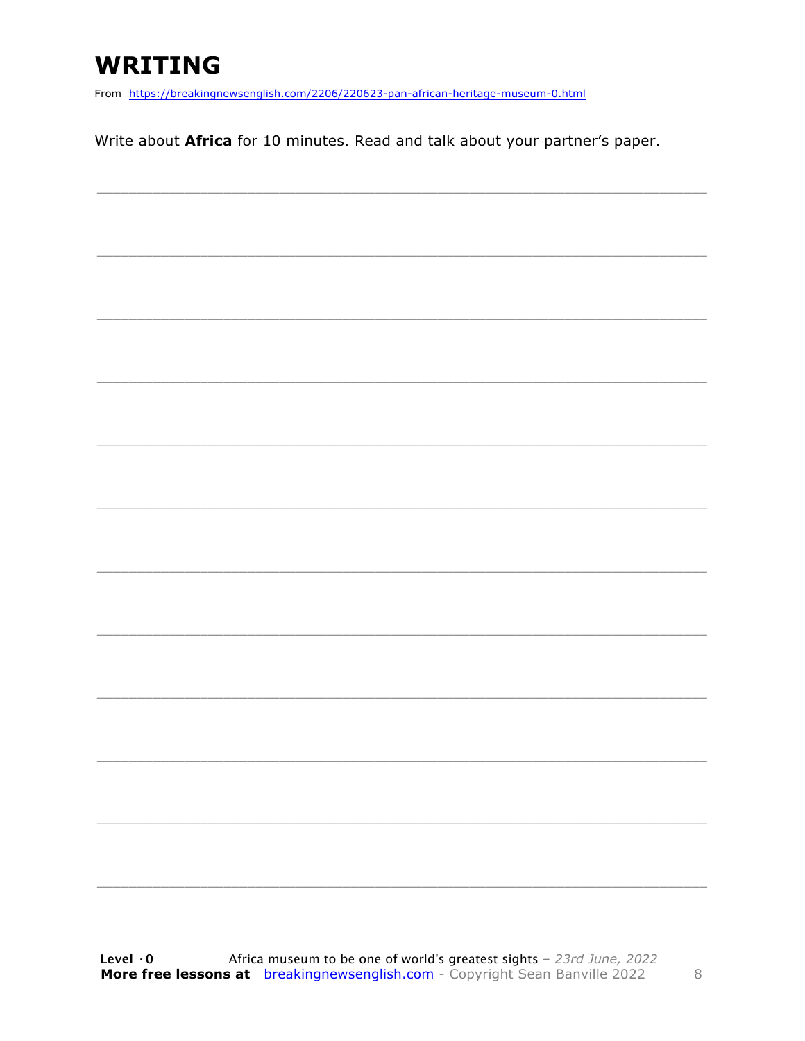# WRITING

From https://breakingnewsenglish.com/2206/220623-pan-african-heritage-museum-0.html

Write about **Africa** for 10 minutes. Read and talk about your partner's paper.